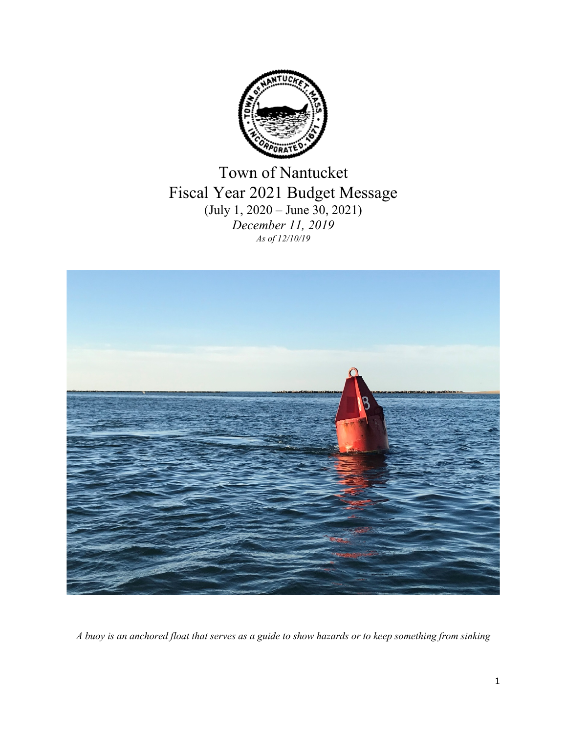# Town of Nantucket
# Fiscal Year 2021 Budget Message

(July 1, 2020 – June 30, 2021)

*December 11, 2019*

*As of 12/10/19*

*A buoy is an anchored float that serves as a guide to show hazards or to keep something from sinking*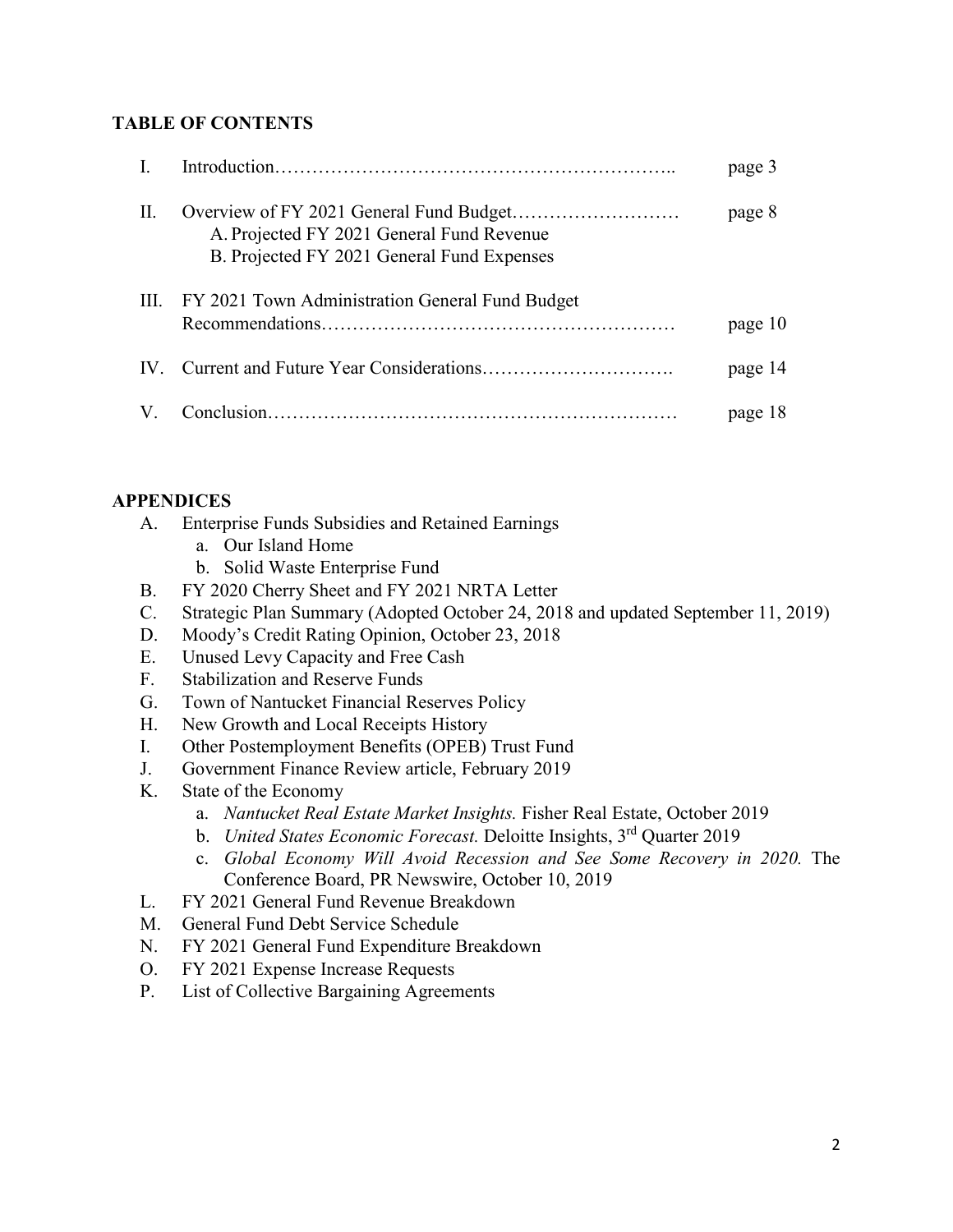## TABLE OF CONTENTS

| | | |
|---|---|---|
| I. | Introduction……………………………………………………….. | page 3 |
| II. | Overview of FY 2021 General Fund Budget……………………… <br> A. Projected FY 2021 General Fund Revenue <br> B. Projected FY 2021 General Fund Expenses | page 8 |
| III. | FY 2021 Town Administration General Fund Budget Recommendations………………………………………………… | page 10 |
| IV. | Current and Future Year Considerations…………………………. | page 14 |
| V. | Conclusion………………………………………………………… | page 18 |

## APPENDICES

- A. Enterprise Funds Subsidies and Retained Earnings
  - a. Our Island Home
  - b. Solid Waste Enterprise Fund
- B. FY 2020 Cherry Sheet and FY 2021 NRTA Letter
- C. Strategic Plan Summary (Adopted October 24, 2018 and updated September 11, 2019)
- D. Moody's Credit Rating Opinion, October 23, 2018
- E. Unused Levy Capacity and Free Cash
- F. Stabilization and Reserve Funds
- G. Town of Nantucket Financial Reserves Policy
- H. New Growth and Local Receipts History
- I. Other Postemployment Benefits (OPEB) Trust Fund
- J. Government Finance Review article, February 2019
- K. State of the Economy
  - a. *Nantucket Real Estate Market Insights.* Fisher Real Estate, October 2019
  - b. *United States Economic Forecast.* Deloitte Insights, 3rd Quarter 2019
  - c. *Global Economy Will Avoid Recession and See Some Recovery in 2020.* The Conference Board, PR Newswire, October 10, 2019
- L. FY 2021 General Fund Revenue Breakdown
- M. General Fund Debt Service Schedule
- N. FY 2021 General Fund Expenditure Breakdown
- O. FY 2021 Expense Increase Requests
- P. List of Collective Bargaining Agreements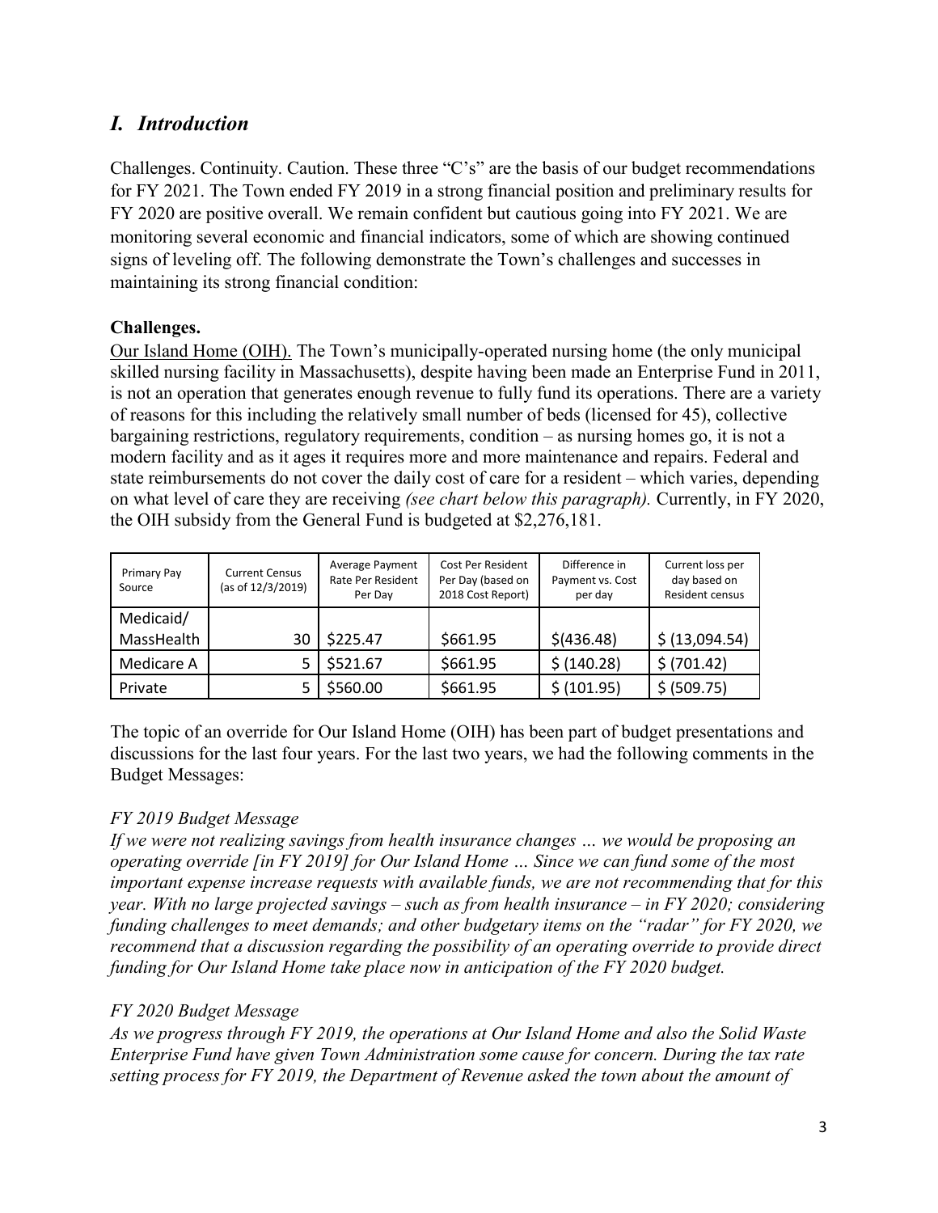## *I. Introduction*

Challenges. Continuity. Caution. These three "C's" are the basis of our budget recommendations for FY 2021. The Town ended FY 2019 in a strong financial position and preliminary results for FY 2020 are positive overall. We remain confident but cautious going into FY 2021. We are monitoring several economic and financial indicators, some of which are showing continued signs of leveling off. The following demonstrate the Town's challenges and successes in maintaining its strong financial condition:

**Challenges.**

Our Island Home (OIH). The Town's municipally-operated nursing home (the only municipal skilled nursing facility in Massachusetts), despite having been made an Enterprise Fund in 2011, is not an operation that generates enough revenue to fully fund its operations. There are a variety of reasons for this including the relatively small number of beds (licensed for 45), collective bargaining restrictions, regulatory requirements, condition – as nursing homes go, it is not a modern facility and as it ages it requires more and more maintenance and repairs. Federal and state reimbursements do not cover the daily cost of care for a resident – which varies, depending on what level of care they are receiving *(see chart below this paragraph).* Currently, in FY 2020, the OIH subsidy from the General Fund is budgeted at $2,276,181.

| Primary Pay Source | Current Census (as of 12/3/2019) | Average Payment Rate Per Resident Per Day | Cost Per Resident Per Day (based on 2018 Cost Report) | Difference in Payment vs. Cost per day | Current loss per day based on Resident census |
|---|---|---|---|---|---|
| Medicaid/ MassHealth | 30 | $225.47 | $661.95 | $(436.48) | $ (13,094.54) |
| Medicare A | 5 | $521.67 | $661.95 | $ (140.28) | $ (701.42) |
| Private | 5 | $560.00 | $661.95 | $ (101.95) | $ (509.75) |

The topic of an override for Our Island Home (OIH) has been part of budget presentations and discussions for the last four years. For the last two years, we had the following comments in the Budget Messages:

*FY 2019 Budget Message*

*If we were not realizing savings from health insurance changes … we would be proposing an operating override [in FY 2019] for Our Island Home … Since we can fund some of the most important expense increase requests with available funds, we are not recommending that for this year. With no large projected savings – such as from health insurance – in FY 2020; considering funding challenges to meet demands; and other budgetary items on the "radar" for FY 2020, we recommend that a discussion regarding the possibility of an operating override to provide direct funding for Our Island Home take place now in anticipation of the FY 2020 budget.*

*FY 2020 Budget Message*

*As we progress through FY 2019, the operations at Our Island Home and also the Solid Waste Enterprise Fund have given Town Administration some cause for concern. During the tax rate setting process for FY 2019, the Department of Revenue asked the town about the amount of*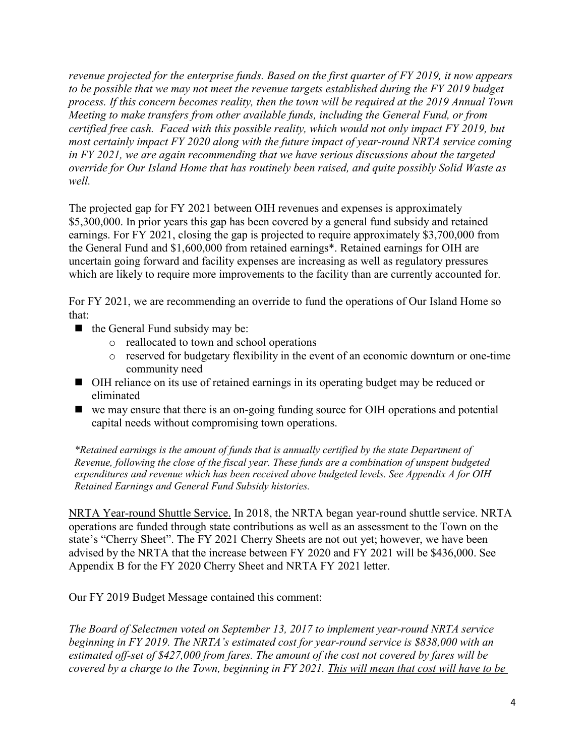*revenue projected for the enterprise funds. Based on the first quarter of FY 2019, it now appears to be possible that we may not meet the revenue targets established during the FY 2019 budget process. If this concern becomes reality, then the town will be required at the 2019 Annual Town Meeting to make transfers from other available funds, including the General Fund, or from certified free cash. Faced with this possible reality, which would not only impact FY 2019, but most certainly impact FY 2020 along with the future impact of year-round NRTA service coming in FY 2021, we are again recommending that we have serious discussions about the targeted override for Our Island Home that has routinely been raised, and quite possibly Solid Waste as well.*

The projected gap for FY 2021 between OIH revenues and expenses is approximately $5,300,000. In prior years this gap has been covered by a general fund subsidy and retained earnings. For FY 2021, closing the gap is projected to require approximately $3,700,000 from the General Fund and $1,600,000 from retained earnings*. Retained earnings for OIH are uncertain going forward and facility expenses are increasing as well as regulatory pressures which are likely to require more improvements to the facility than are currently accounted for.

For FY 2021, we are recommending an override to fund the operations of Our Island Home so that:

- the General Fund subsidy may be:
  - reallocated to town and school operations
  - reserved for budgetary flexibility in the event of an economic downturn or one-time community need
- OIH reliance on its use of retained earnings in its operating budget may be reduced or eliminated
- we may ensure that there is an on-going funding source for OIH operations and potential capital needs without compromising town operations.

*\*Retained earnings is the amount of funds that is annually certified by the state Department of Revenue, following the close of the fiscal year. These funds are a combination of unspent budgeted expenditures and revenue which has been received above budgeted levels. See Appendix A for OIH Retained Earnings and General Fund Subsidy histories.*

<u>NRTA Year-round Shuttle Service.</u> In 2018, the NRTA began year-round shuttle service. NRTA operations are funded through state contributions as well as an assessment to the Town on the state's "Cherry Sheet". The FY 2021 Cherry Sheets are not out yet; however, we have been advised by the NRTA that the increase between FY 2020 and FY 2021 will be $436,000. See Appendix B for the FY 2020 Cherry Sheet and NRTA FY 2021 letter.

Our FY 2019 Budget Message contained this comment:

*The Board of Selectmen voted on September 13, 2017 to implement year-round NRTA service beginning in FY 2019. The NRTA's estimated cost for year-round service is $838,000 with an estimated off-set of $427,000 from fares. The amount of the cost not covered by fares will be covered by a charge to the Town, beginning in FY 2021. <u>This will mean that cost will have to be</u>*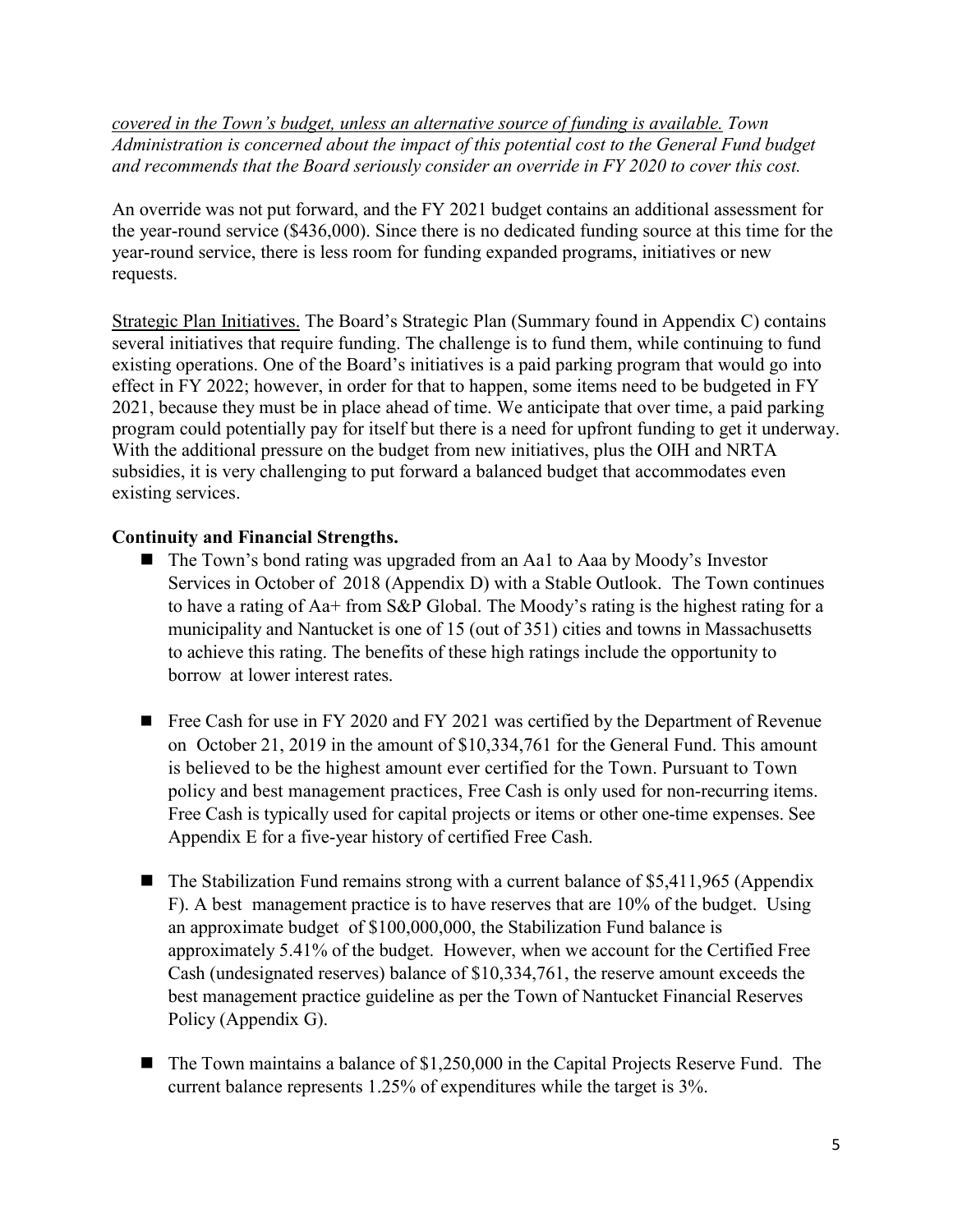*<u>covered in the Town's budget, unless an alternative source of funding is available.</u> Town Administration is concerned about the impact of this potential cost to the General Fund budget and recommends that the Board seriously consider an override in FY 2020 to cover this cost.*

An override was not put forward, and the FY 2021 budget contains an additional assessment for the year-round service ($436,000). Since there is no dedicated funding source at this time for the year-round service, there is less room for funding expanded programs, initiatives or new requests.

<u>Strategic Plan Initiatives.</u> The Board's Strategic Plan (Summary found in Appendix C) contains several initiatives that require funding. The challenge is to fund them, while continuing to fund existing operations. One of the Board's initiatives is a paid parking program that would go into effect in FY 2022; however, in order for that to happen, some items need to be budgeted in FY 2021, because they must be in place ahead of time. We anticipate that over time, a paid parking program could potentially pay for itself but there is a need for upfront funding to get it underway. With the additional pressure on the budget from new initiatives, plus the OIH and NRTA subsidies, it is very challenging to put forward a balanced budget that accommodates even existing services.

**Continuity and Financial Strengths.**

- The Town's bond rating was upgraded from an Aa1 to Aaa by Moody's Investor Services in October of 2018 (Appendix D) with a Stable Outlook. The Town continues to have a rating of Aa+ from S&P Global. The Moody's rating is the highest rating for a municipality and Nantucket is one of 15 (out of 351) cities and towns in Massachusetts to achieve this rating. The benefits of these high ratings include the opportunity to borrow at lower interest rates.

- Free Cash for use in FY 2020 and FY 2021 was certified by the Department of Revenue on October 21, 2019 in the amount of $10,334,761 for the General Fund. This amount is believed to be the highest amount ever certified for the Town. Pursuant to Town policy and best management practices, Free Cash is only used for non-recurring items. Free Cash is typically used for capital projects or items or other one-time expenses. See Appendix E for a five-year history of certified Free Cash.

- The Stabilization Fund remains strong with a current balance of $5,411,965 (Appendix F). A best management practice is to have reserves that are 10% of the budget. Using an approximate budget of $100,000,000, the Stabilization Fund balance is approximately 5.41% of the budget. However, when we account for the Certified Free Cash (undesignated reserves) balance of $10,334,761, the reserve amount exceeds the best management practice guideline as per the Town of Nantucket Financial Reserves Policy (Appendix G).

- The Town maintains a balance of $1,250,000 in the Capital Projects Reserve Fund. The current balance represents 1.25% of expenditures while the target is 3%.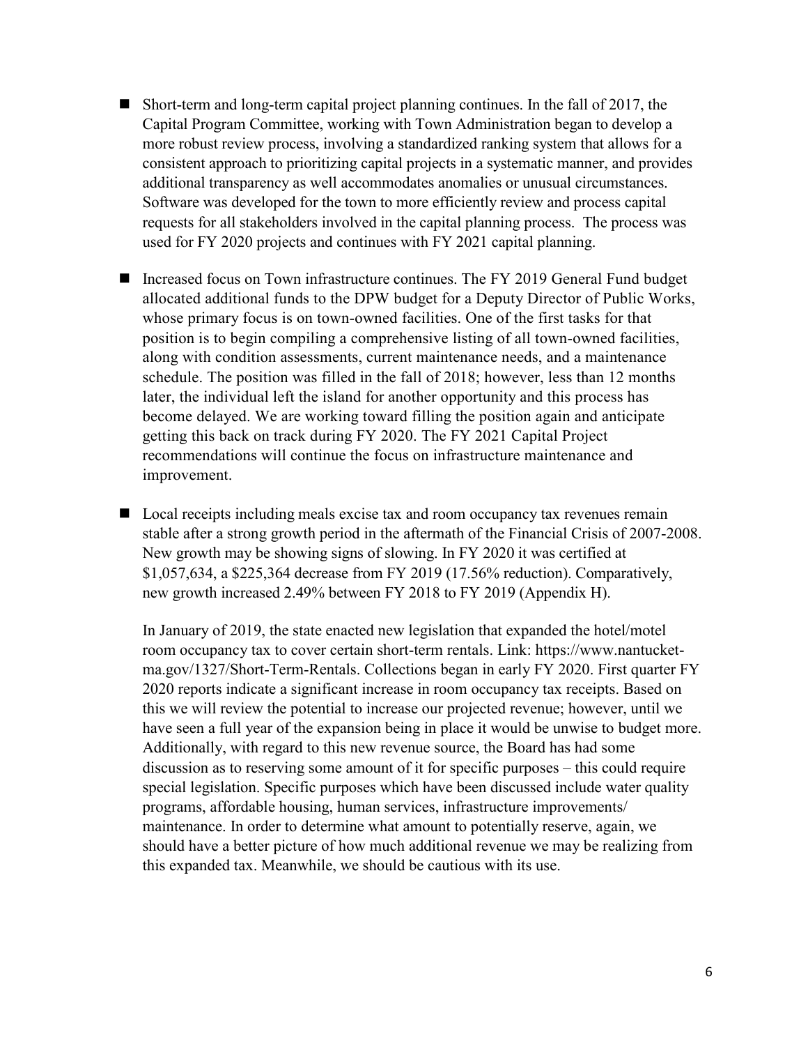- Short-term and long-term capital project planning continues. In the fall of 2017, the Capital Program Committee, working with Town Administration began to develop a more robust review process, involving a standardized ranking system that allows for a consistent approach to prioritizing capital projects in a systematic manner, and provides additional transparency as well accommodates anomalies or unusual circumstances. Software was developed for the town to more efficiently review and process capital requests for all stakeholders involved in the capital planning process. The process was used for FY 2020 projects and continues with FY 2021 capital planning.

- Increased focus on Town infrastructure continues. The FY 2019 General Fund budget allocated additional funds to the DPW budget for a Deputy Director of Public Works, whose primary focus is on town-owned facilities. One of the first tasks for that position is to begin compiling a comprehensive listing of all town-owned facilities, along with condition assessments, current maintenance needs, and a maintenance schedule. The position was filled in the fall of 2018; however, less than 12 months later, the individual left the island for another opportunity and this process has become delayed. We are working toward filling the position again and anticipate getting this back on track during FY 2020. The FY 2021 Capital Project recommendations will continue the focus on infrastructure maintenance and improvement.

- Local receipts including meals excise tax and room occupancy tax revenues remain stable after a strong growth period in the aftermath of the Financial Crisis of 2007-2008. New growth may be showing signs of slowing. In FY 2020 it was certified at $1,057,634, a $225,364 decrease from FY 2019 (17.56% reduction). Comparatively, new growth increased 2.49% between FY 2018 to FY 2019 (Appendix H).

  In January of 2019, the state enacted new legislation that expanded the hotel/motel room occupancy tax to cover certain short-term rentals. Link: https://www.nantucket-ma.gov/1327/Short-Term-Rentals. Collections began in early FY 2020. First quarter FY 2020 reports indicate a significant increase in room occupancy tax receipts. Based on this we will review the potential to increase our projected revenue; however, until we have seen a full year of the expansion being in place it would be unwise to budget more. Additionally, with regard to this new revenue source, the Board has had some discussion as to reserving some amount of it for specific purposes – this could require special legislation. Specific purposes which have been discussed include water quality programs, affordable housing, human services, infrastructure improvements/ maintenance. In order to determine what amount to potentially reserve, again, we should have a better picture of how much additional revenue we may be realizing from this expanded tax. Meanwhile, we should be cautious with its use.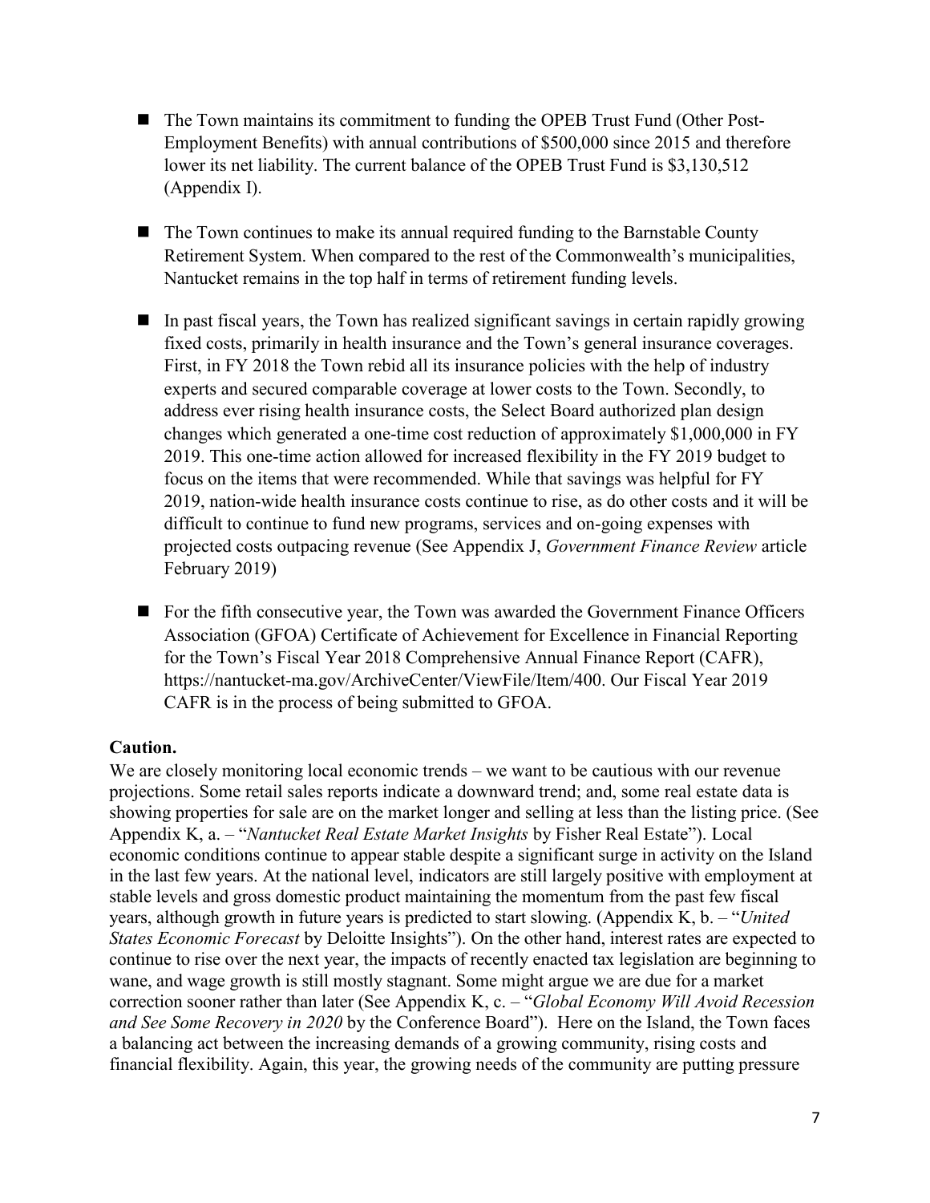- The Town maintains its commitment to funding the OPEB Trust Fund (Other Post-Employment Benefits) with annual contributions of $500,000 since 2015 and therefore lower its net liability. The current balance of the OPEB Trust Fund is $3,130,512 (Appendix I).

- The Town continues to make its annual required funding to the Barnstable County Retirement System. When compared to the rest of the Commonwealth's municipalities, Nantucket remains in the top half in terms of retirement funding levels.

- In past fiscal years, the Town has realized significant savings in certain rapidly growing fixed costs, primarily in health insurance and the Town's general insurance coverages. First, in FY 2018 the Town rebid all its insurance policies with the help of industry experts and secured comparable coverage at lower costs to the Town. Secondly, to address ever rising health insurance costs, the Select Board authorized plan design changes which generated a one-time cost reduction of approximately $1,000,000 in FY 2019. This one-time action allowed for increased flexibility in the FY 2019 budget to focus on the items that were recommended. While that savings was helpful for FY 2019, nation-wide health insurance costs continue to rise, as do other costs and it will be difficult to continue to fund new programs, services and on-going expenses with projected costs outpacing revenue (See Appendix J, *Government Finance Review* article February 2019)

- For the fifth consecutive year, the Town was awarded the Government Finance Officers Association (GFOA) Certificate of Achievement for Excellence in Financial Reporting for the Town's Fiscal Year 2018 Comprehensive Annual Finance Report (CAFR), https://nantucket-ma.gov/ArchiveCenter/ViewFile/Item/400. Our Fiscal Year 2019 CAFR is in the process of being submitted to GFOA.

**Caution.**

We are closely monitoring local economic trends – we want to be cautious with our revenue projections. Some retail sales reports indicate a downward trend; and, some real estate data is showing properties for sale are on the market longer and selling at less than the listing price. (See Appendix K, a. – "*Nantucket Real Estate Market Insights* by Fisher Real Estate"). Local economic conditions continue to appear stable despite a significant surge in activity on the Island in the last few years. At the national level, indicators are still largely positive with employment at stable levels and gross domestic product maintaining the momentum from the past few fiscal years, although growth in future years is predicted to start slowing. (Appendix K, b. – "*United States Economic Forecast* by Deloitte Insights"). On the other hand, interest rates are expected to continue to rise over the next year, the impacts of recently enacted tax legislation are beginning to wane, and wage growth is still mostly stagnant. Some might argue we are due for a market correction sooner rather than later (See Appendix K, c. – "*Global Economy Will Avoid Recession and See Some Recovery in 2020* by the Conference Board"). Here on the Island, the Town faces a balancing act between the increasing demands of a growing community, rising costs and financial flexibility. Again, this year, the growing needs of the community are putting pressure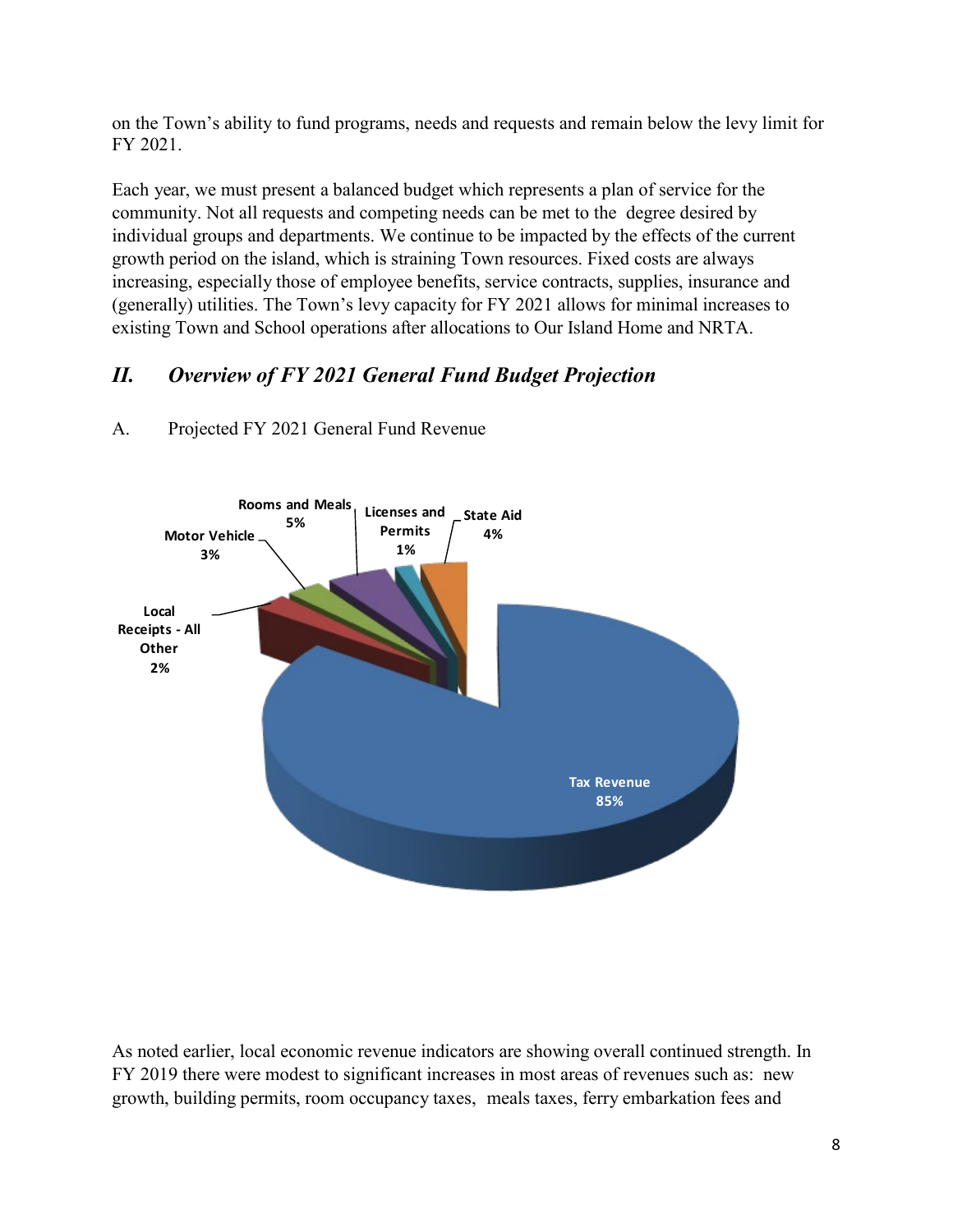on the Town's ability to fund programs, needs and requests and remain below the levy limit for FY 2021.

Each year, we must present a balanced budget which represents a plan of service for the community. Not all requests and competing needs can be met to the degree desired by individual groups and departments. We continue to be impacted by the effects of the current growth period on the island, which is straining Town resources. Fixed costs are always increasing, especially those of employee benefits, service contracts, supplies, insurance and (generally) utilities. The Town's levy capacity for FY 2021 allows for minimal increases to existing Town and School operations after allocations to Our Island Home and NRTA.

## *II. Overview of FY 2021 General Fund Budget Projection*

A. Projected FY 2021 General Fund Revenue

Rooms and Meals 5%
Licenses and Permits 1%
State Aid 4%
Motor Vehicle 3%
Local Receipts - All Other 2%
Tax Revenue 85%

As noted earlier, local economic revenue indicators are showing overall continued strength. In FY 2019 there were modest to significant increases in most areas of revenues such as: new growth, building permits, room occupancy taxes, meals taxes, ferry embarkation fees and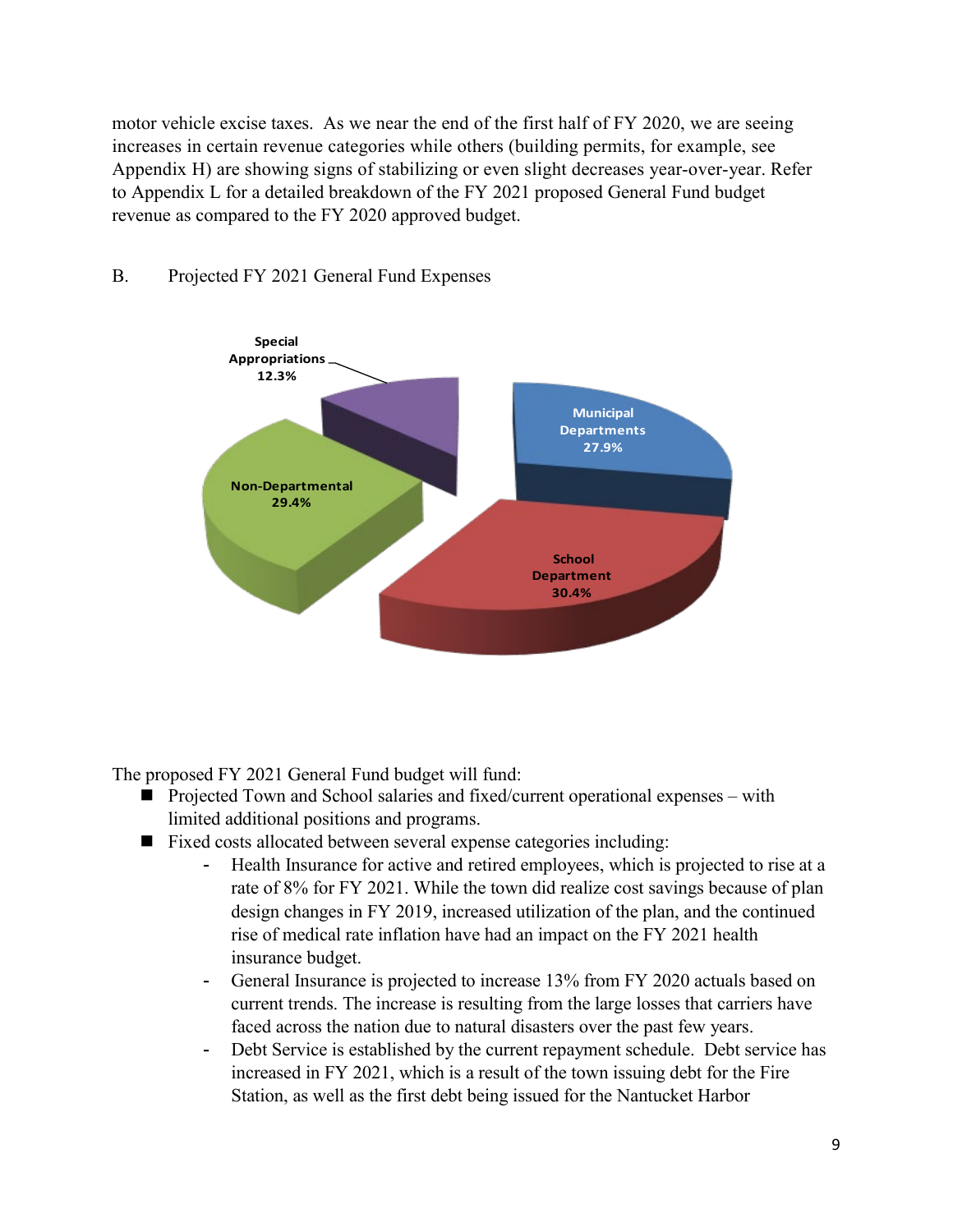motor vehicle excise taxes. As we near the end of the first half of FY 2020, we are seeing increases in certain revenue categories while others (building permits, for example, see Appendix H) are showing signs of stabilizing or even slight decreases year-over-year. Refer to Appendix L for a detailed breakdown of the FY 2021 proposed General Fund budget revenue as compared to the FY 2020 approved budget.

B. Projected FY 2021 General Fund Expenses

Special Appropriations 12.3%

Municipal Departments 27.9%

Non-Departmental 29.4%

School Department 30.4%

The proposed FY 2021 General Fund budget will fund:

- Projected Town and School salaries and fixed/current operational expenses – with limited additional positions and programs.
- Fixed costs allocated between several expense categories including:
  - Health Insurance for active and retired employees, which is projected to rise at a rate of 8% for FY 2021. While the town did realize cost savings because of plan design changes in FY 2019, increased utilization of the plan, and the continued rise of medical rate inflation have had an impact on the FY 2021 health insurance budget.
  - General Insurance is projected to increase 13% from FY 2020 actuals based on current trends. The increase is resulting from the large losses that carriers have faced across the nation due to natural disasters over the past few years.
  - Debt Service is established by the current repayment schedule. Debt service has increased in FY 2021, which is a result of the town issuing debt for the Fire Station, as well as the first debt being issued for the Nantucket Harbor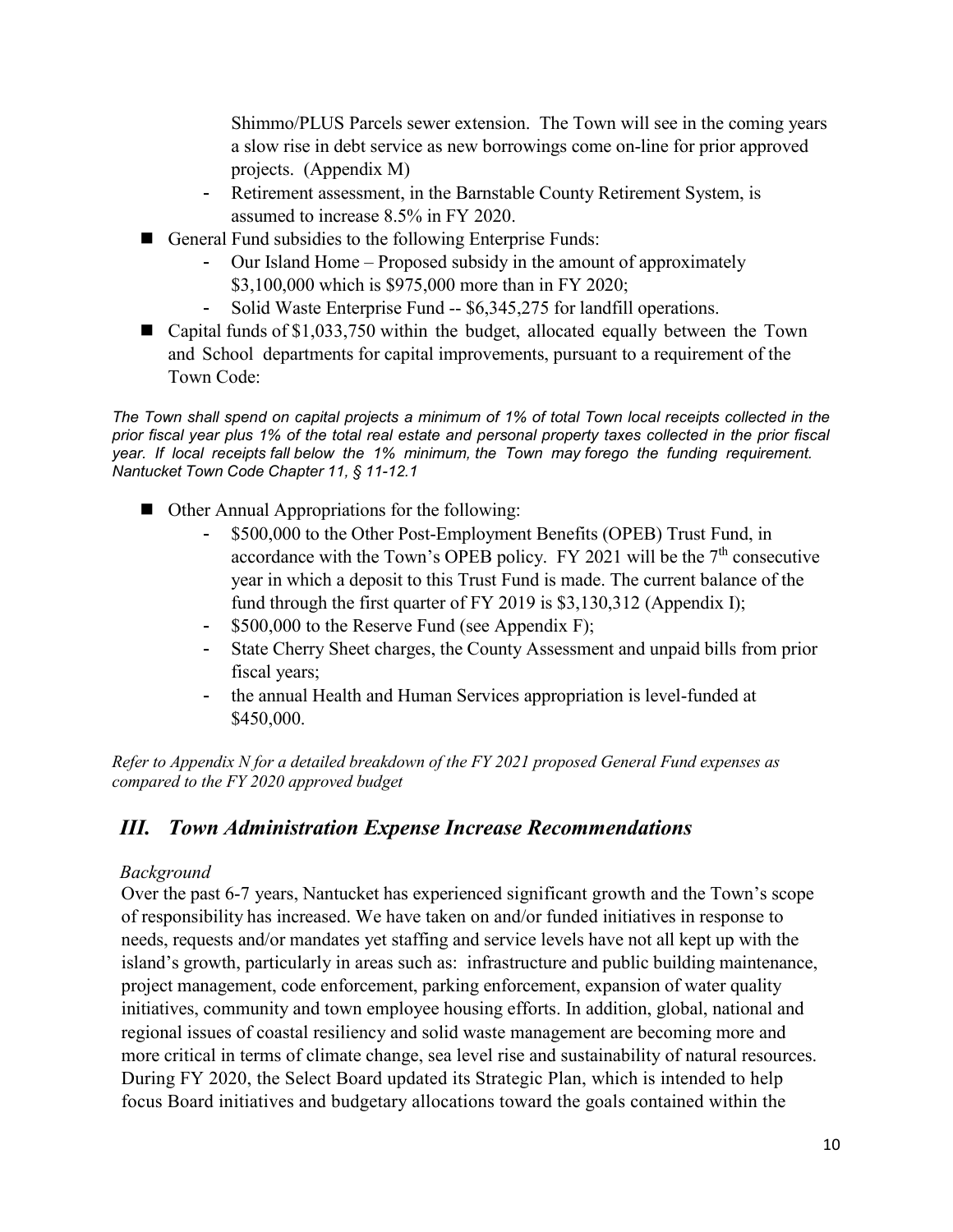Shimmo/PLUS Parcels sewer extension. The Town will see in the coming years a slow rise in debt service as new borrowings come on-line for prior approved projects. (Appendix M)

- Retirement assessment, in the Barnstable County Retirement System, is assumed to increase 8.5% in FY 2020.

- General Fund subsidies to the following Enterprise Funds:
  - Our Island Home – Proposed subsidy in the amount of approximately $3,100,000 which is $975,000 more than in FY 2020;
  - Solid Waste Enterprise Fund -- $6,345,275 for landfill operations.
- Capital funds of $1,033,750 within the budget, allocated equally between the Town and School departments for capital improvements, pursuant to a requirement of the Town Code:

*The Town shall spend on capital projects a minimum of 1% of total Town local receipts collected in the prior fiscal year plus 1% of the total real estate and personal property taxes collected in the prior fiscal year. If local receipts fall below the 1% minimum, the Town may forego the funding requirement. Nantucket Town Code Chapter 11, § 11-12.1*

- Other Annual Appropriations for the following:
  - $500,000 to the Other Post-Employment Benefits (OPEB) Trust Fund, in accordance with the Town's OPEB policy. FY 2021 will be the 7th consecutive year in which a deposit to this Trust Fund is made. The current balance of the fund through the first quarter of FY 2019 is $3,130,312 (Appendix I);
  - $500,000 to the Reserve Fund (see Appendix F);
  - State Cherry Sheet charges, the County Assessment and unpaid bills from prior fiscal years;
  - the annual Health and Human Services appropriation is level-funded at $450,000.

*Refer to Appendix N for a detailed breakdown of the FY 2021 proposed General Fund expenses as compared to the FY 2020 approved budget*

## *III. Town Administration Expense Increase Recommendations*

*Background*

Over the past 6-7 years, Nantucket has experienced significant growth and the Town's scope of responsibility has increased. We have taken on and/or funded initiatives in response to needs, requests and/or mandates yet staffing and service levels have not all kept up with the island's growth, particularly in areas such as: infrastructure and public building maintenance, project management, code enforcement, parking enforcement, expansion of water quality initiatives, community and town employee housing efforts. In addition, global, national and regional issues of coastal resiliency and solid waste management are becoming more and more critical in terms of climate change, sea level rise and sustainability of natural resources. During FY 2020, the Select Board updated its Strategic Plan, which is intended to help focus Board initiatives and budgetary allocations toward the goals contained within the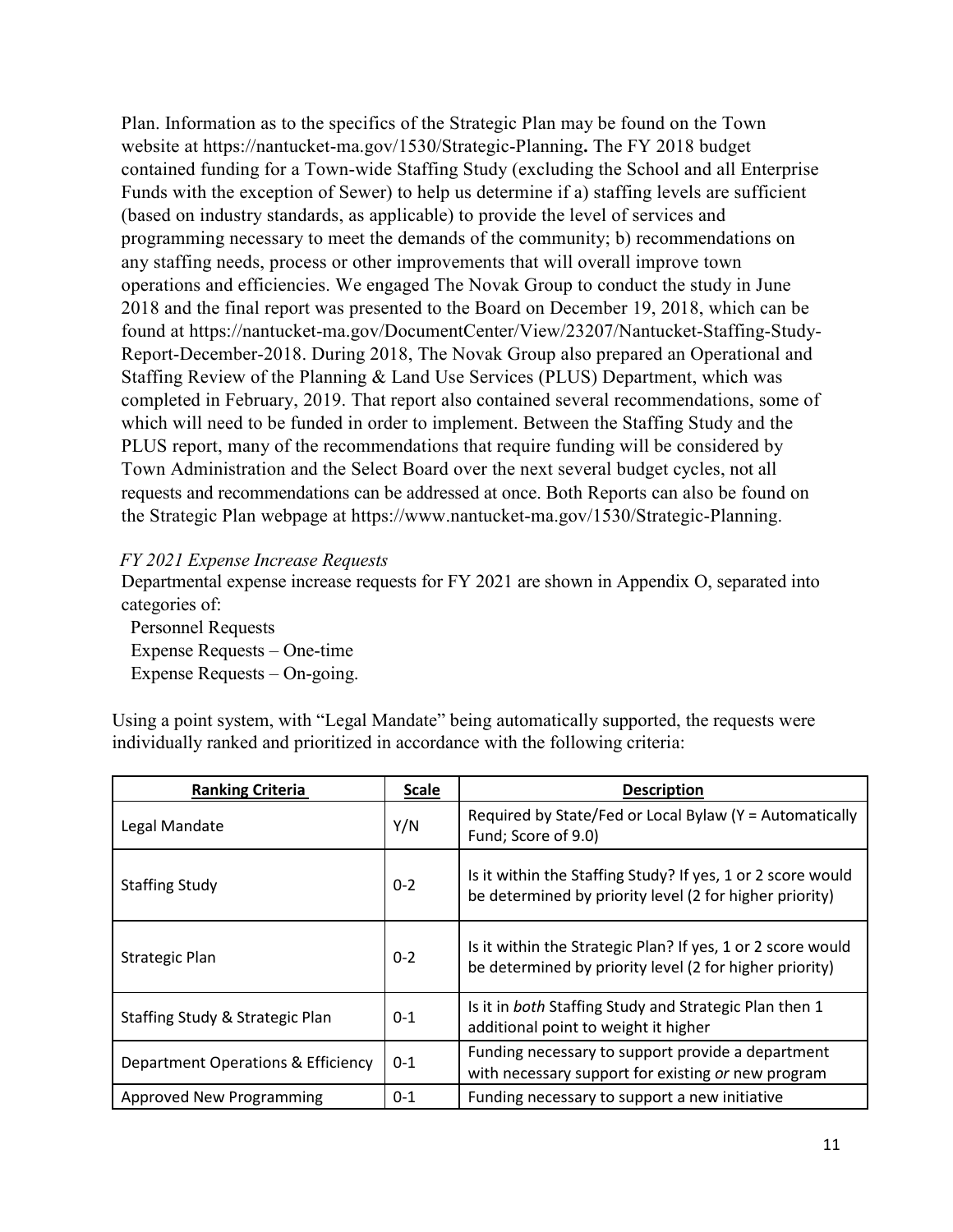Plan. Information as to the specifics of the Strategic Plan may be found on the Town website at https://nantucket-ma.gov/1530/Strategic-Planning**.** The FY 2018 budget contained funding for a Town-wide Staffing Study (excluding the School and all Enterprise Funds with the exception of Sewer) to help us determine if a) staffing levels are sufficient (based on industry standards, as applicable) to provide the level of services and programming necessary to meet the demands of the community; b) recommendations on any staffing needs, process or other improvements that will overall improve town operations and efficiencies. We engaged The Novak Group to conduct the study in June 2018 and the final report was presented to the Board on December 19, 2018, which can be found at https://nantucket-ma.gov/DocumentCenter/View/23207/Nantucket-Staffing-Study-Report-December-2018. During 2018, The Novak Group also prepared an Operational and Staffing Review of the Planning & Land Use Services (PLUS) Department, which was completed in February, 2019. That report also contained several recommendations, some of which will need to be funded in order to implement. Between the Staffing Study and the PLUS report, many of the recommendations that require funding will be considered by Town Administration and the Select Board over the next several budget cycles, not all requests and recommendations can be addressed at once. Both Reports can also be found on the Strategic Plan webpage at https://www.nantucket-ma.gov/1530/Strategic-Planning.

*FY 2021 Expense Increase Requests*

Departmental expense increase requests for FY 2021 are shown in Appendix O, separated into categories of:

Personnel Requests
Expense Requests – One-time
Expense Requests – On-going.

Using a point system, with "Legal Mandate" being automatically supported, the requests were individually ranked and prioritized in accordance with the following criteria:

| **Ranking Criteria** | **Scale** | **Description** |
|---|---|---|
| Legal Mandate | Y/N | Required by State/Fed or Local Bylaw (Y = Automatically Fund; Score of 9.0) |
| Staffing Study | 0-2 | Is it within the Staffing Study? If yes, 1 or 2 score would be determined by priority level (2 for higher priority) |
| Strategic Plan | 0-2 | Is it within the Strategic Plan? If yes, 1 or 2 score would be determined by priority level (2 for higher priority) |
| Staffing Study & Strategic Plan | 0-1 | Is it in *both* Staffing Study and Strategic Plan then 1 additional point to weight it higher |
| Department Operations & Efficiency | 0-1 | Funding necessary to support provide a department with necessary support for existing *or* new program |
| Approved New Programming | 0-1 | Funding necessary to support a new initiative |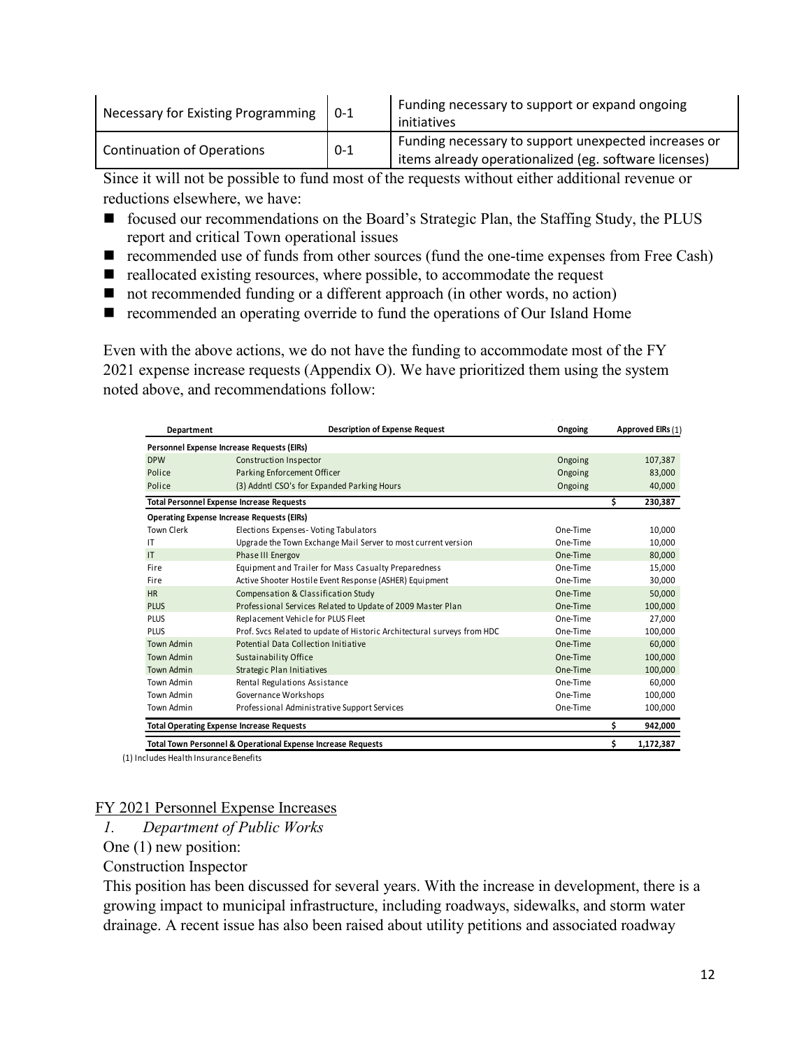| | | |
|---|---|---|
| Necessary for Existing Programming | 0-1 | Funding necessary to support or expand ongoing initiatives |
| Continuation of Operations | 0-1 | Funding necessary to support unexpected increases or items already operationalized (eg. software licenses) |

Since it will not be possible to fund most of the requests without either additional revenue or reductions elsewhere, we have:

- focused our recommendations on the Board's Strategic Plan, the Staffing Study, the PLUS report and critical Town operational issues
- recommended use of funds from other sources (fund the one-time expenses from Free Cash)
- reallocated existing resources, where possible, to accommodate the request
- not recommended funding or a different approach (in other words, no action)
- recommended an operating override to fund the operations of Our Island Home

Even with the above actions, we do not have the funding to accommodate most of the FY 2021 expense increase requests (Appendix O). We have prioritized them using the system noted above, and recommendations follow:

| Department | Description of Expense Request | Ongoing | Approved EIRs (1) |
|---|---|---|---|
| **Personnel Expense Increase Requests (EIRs)** | | | |
| DPW | Construction Inspector | Ongoing | 107,387 |
| Police | Parking Enforcement Officer | Ongoing | 83,000 |
| Police | (3) Addntl CSO's for Expanded Parking Hours | Ongoing | 40,000 |
| **Total Personnel Expense Increase Requests** | | | $ 230,387 |
| **Operating Expense Increase Requests (EIRs)** | | | |
| Town Clerk | Elections Expenses- Voting Tabulators | One-Time | 10,000 |
| IT | Upgrade the Town Exchange Mail Server to most current version | One-Time | 10,000 |
| IT | Phase III Energov | One-Time | 80,000 |
| Fire | Equipment and Trailer for Mass Casualty Preparedness | One-Time | 15,000 |
| Fire | Active Shooter Hostile Event Response (ASHER) Equipment | One-Time | 30,000 |
| HR | Compensation & Classification Study | One-Time | 50,000 |
| PLUS | Professional Services Related to Update of 2009 Master Plan | One-Time | 100,000 |
| PLUS | Replacement Vehicle for PLUS Fleet | One-Time | 27,000 |
| PLUS | Prof. Svcs Related to update of Historic Architectural surveys from HDC | One-Time | 100,000 |
| Town Admin | Potential Data Collection Initiative | One-Time | 60,000 |
| Town Admin | Sustainability Office | One-Time | 100,000 |
| Town Admin | Strategic Plan Initiatives | One-Time | 100,000 |
| Town Admin | Rental Regulations Assistance | One-Time | 60,000 |
| Town Admin | Governance Workshops | One-Time | 100,000 |
| Town Admin | Professional Administrative Support Services | One-Time | 100,000 |
| **Total Operating Expense Increase Requests** | | | $ 942,000 |
| **Total Town Personnel & Operational Expense Increase Requests** | | | $ 1,172,387 |

(1) Includes Health Insurance Benefits

## FY 2021 Personnel Expense Increases

*1. Department of Public Works*

One (1) new position:

Construction Inspector

This position has been discussed for several years. With the increase in development, there is a growing impact to municipal infrastructure, including roadways, sidewalks, and storm water drainage. A recent issue has also been raised about utility petitions and associated roadway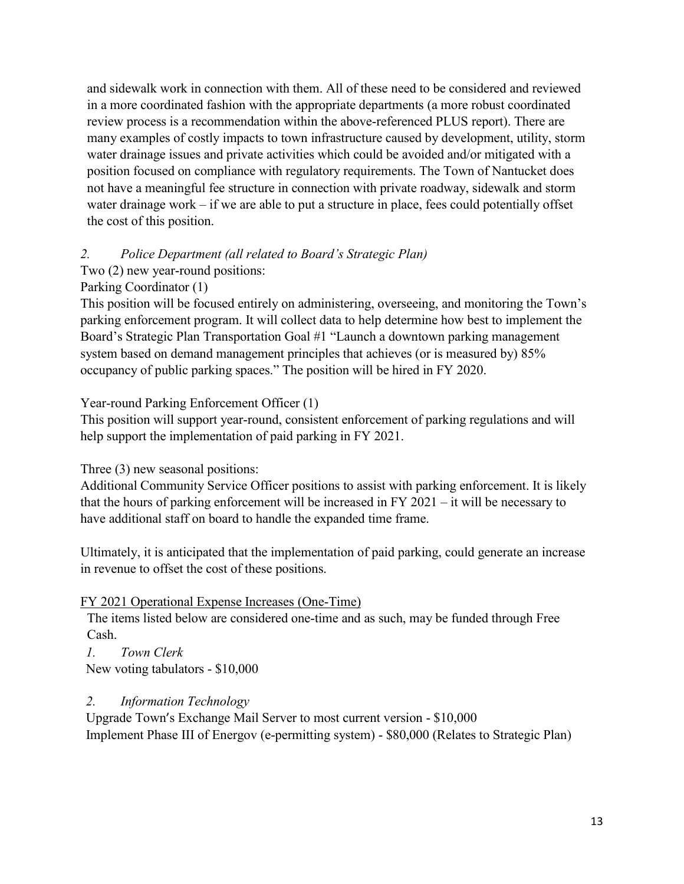and sidewalk work in connection with them. All of these need to be considered and reviewed in a more coordinated fashion with the appropriate departments (a more robust coordinated review process is a recommendation within the above-referenced PLUS report). There are many examples of costly impacts to town infrastructure caused by development, utility, storm water drainage issues and private activities which could be avoided and/or mitigated with a position focused on compliance with regulatory requirements. The Town of Nantucket does not have a meaningful fee structure in connection with private roadway, sidewalk and storm water drainage work – if we are able to put a structure in place, fees could potentially offset the cost of this position.

*2. Police Department (all related to Board's Strategic Plan)*

Two (2) new year-round positions:

Parking Coordinator (1)

This position will be focused entirely on administering, overseeing, and monitoring the Town's parking enforcement program. It will collect data to help determine how best to implement the Board's Strategic Plan Transportation Goal #1 "Launch a downtown parking management system based on demand management principles that achieves (or is measured by) 85% occupancy of public parking spaces." The position will be hired in FY 2020.

Year-round Parking Enforcement Officer (1)

This position will support year-round, consistent enforcement of parking regulations and will help support the implementation of paid parking in FY 2021.

Three (3) new seasonal positions:

Additional Community Service Officer positions to assist with parking enforcement. It is likely that the hours of parking enforcement will be increased in FY 2021 – it will be necessary to have additional staff on board to handle the expanded time frame.

Ultimately, it is anticipated that the implementation of paid parking, could generate an increase in revenue to offset the cost of these positions.

<u>FY 2021 Operational Expense Increases (One-Time)</u>

The items listed below are considered one-time and as such, may be funded through Free Cash.

*1. Town Clerk*

New voting tabulators - $10,000

*2. Information Technology*

Upgrade Town's Exchange Mail Server to most current version - $10,000

Implement Phase III of Energov (e-permitting system) - $80,000 (Relates to Strategic Plan)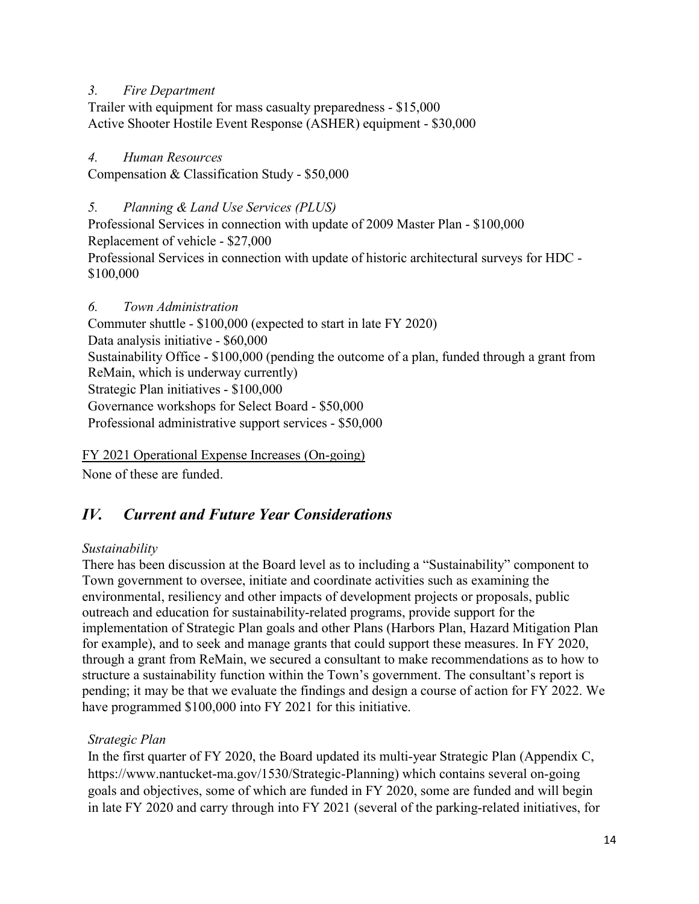*3. Fire Department*

Trailer with equipment for mass casualty preparedness - $15,000
Active Shooter Hostile Event Response (ASHER) equipment - $30,000

*4. Human Resources*

Compensation & Classification Study - $50,000

*5. Planning & Land Use Services (PLUS)*

Professional Services in connection with update of 2009 Master Plan - $100,000
Replacement of vehicle - $27,000
Professional Services in connection with update of historic architectural surveys for HDC - $100,000

*6. Town Administration*

Commuter shuttle - $100,000 (expected to start in late FY 2020)
Data analysis initiative - $60,000
Sustainability Office - $100,000 (pending the outcome of a plan, funded through a grant from ReMain, which is underway currently)
Strategic Plan initiatives - $100,000
Governance workshops for Select Board - $50,000
Professional administrative support services - $50,000

<u>FY 2021 Operational Expense Increases (On-going)</u>

None of these are funded.

## *IV. Current and Future Year Considerations*

*Sustainability*

There has been discussion at the Board level as to including a "Sustainability" component to Town government to oversee, initiate and coordinate activities such as examining the environmental, resiliency and other impacts of development projects or proposals, public outreach and education for sustainability-related programs, provide support for the implementation of Strategic Plan goals and other Plans (Harbors Plan, Hazard Mitigation Plan for example), and to seek and manage grants that could support these measures. In FY 2020, through a grant from ReMain, we secured a consultant to make recommendations as to how to structure a sustainability function within the Town's government. The consultant's report is pending; it may be that we evaluate the findings and design a course of action for FY 2022. We have programmed $100,000 into FY 2021 for this initiative.

*Strategic Plan*

In the first quarter of FY 2020, the Board updated its multi-year Strategic Plan (Appendix C, https://www.nantucket-ma.gov/1530/Strategic-Planning) which contains several on-going goals and objectives, some of which are funded in FY 2020, some are funded and will begin in late FY 2020 and carry through into FY 2021 (several of the parking-related initiatives, for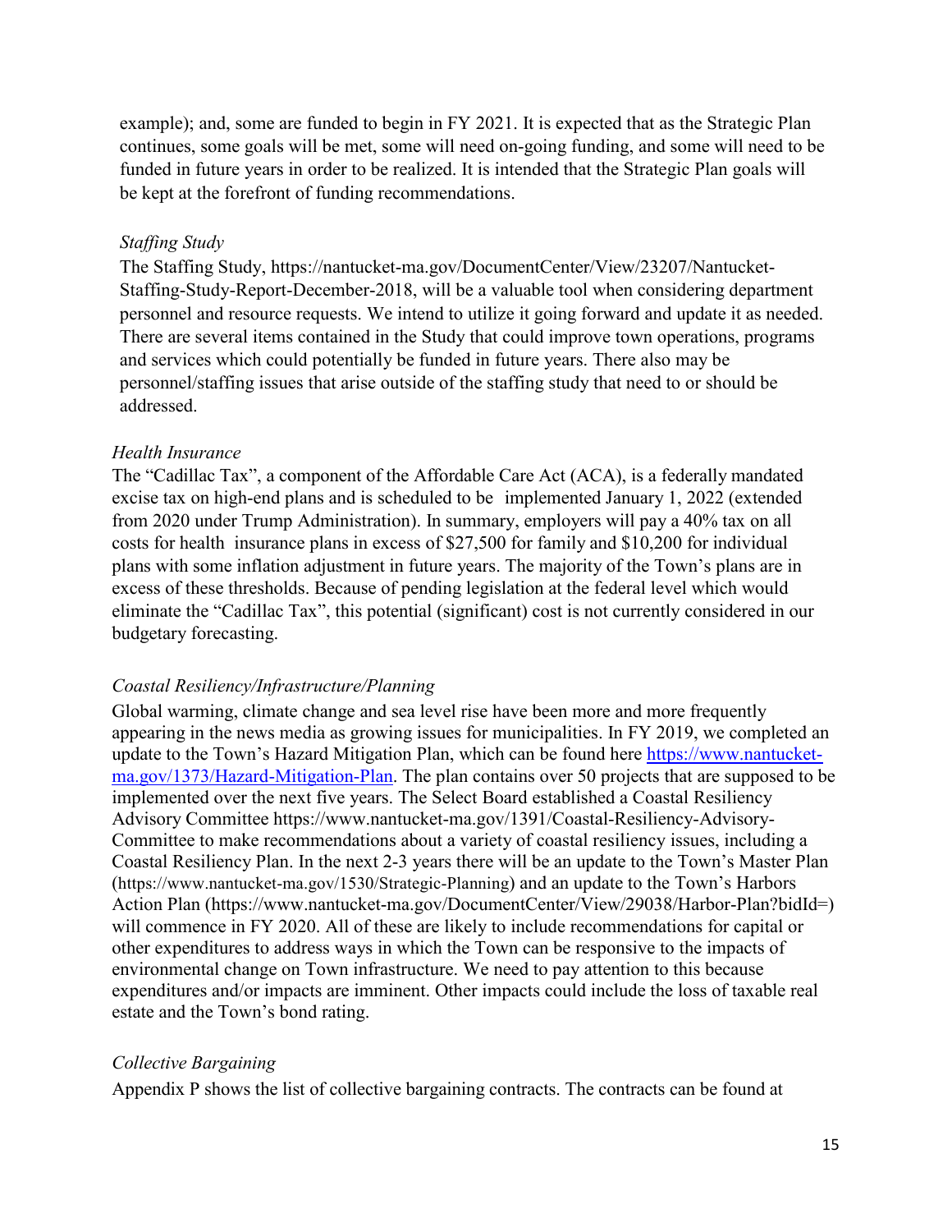example); and, some are funded to begin in FY 2021. It is expected that as the Strategic Plan continues, some goals will be met, some will need on-going funding, and some will need to be funded in future years in order to be realized. It is intended that the Strategic Plan goals will be kept at the forefront of funding recommendations.

*Staffing Study*

The Staffing Study, https://nantucket-ma.gov/DocumentCenter/View/23207/Nantucket-Staffing-Study-Report-December-2018, will be a valuable tool when considering department personnel and resource requests. We intend to utilize it going forward and update it as needed. There are several items contained in the Study that could improve town operations, programs and services which could potentially be funded in future years. There also may be personnel/staffing issues that arise outside of the staffing study that need to or should be addressed.

*Health Insurance*

The "Cadillac Tax", a component of the Affordable Care Act (ACA), is a federally mandated excise tax on high-end plans and is scheduled to be implemented January 1, 2022 (extended from 2020 under Trump Administration). In summary, employers will pay a 40% tax on all costs for health insurance plans in excess of $27,500 for family and $10,200 for individual plans with some inflation adjustment in future years. The majority of the Town's plans are in excess of these thresholds. Because of pending legislation at the federal level which would eliminate the "Cadillac Tax", this potential (significant) cost is not currently considered in our budgetary forecasting.

*Coastal Resiliency/Infrastructure/Planning*

Global warming, climate change and sea level rise have been more and more frequently appearing in the news media as growing issues for municipalities. In FY 2019, we completed an update to the Town's Hazard Mitigation Plan, which can be found here [https://www.nantucket-ma.gov/1373/Hazard-Mitigation-Plan](https://www.nantucket-ma.gov/1373/Hazard-Mitigation-Plan). The plan contains over 50 projects that are supposed to be implemented over the next five years. The Select Board established a Coastal Resiliency Advisory Committee https://www.nantucket-ma.gov/1391/Coastal-Resiliency-Advisory-Committee to make recommendations about a variety of coastal resiliency issues, including a Coastal Resiliency Plan. In the next 2-3 years there will be an update to the Town's Master Plan (https://www.nantucket-ma.gov/1530/Strategic-Planning) and an update to the Town's Harbors Action Plan (https://www.nantucket-ma.gov/DocumentCenter/View/29038/Harbor-Plan?bidId=) will commence in FY 2020. All of these are likely to include recommendations for capital or other expenditures to address ways in which the Town can be responsive to the impacts of environmental change on Town infrastructure. We need to pay attention to this because expenditures and/or impacts are imminent. Other impacts could include the loss of taxable real estate and the Town's bond rating.

*Collective Bargaining*

Appendix P shows the list of collective bargaining contracts. The contracts can be found at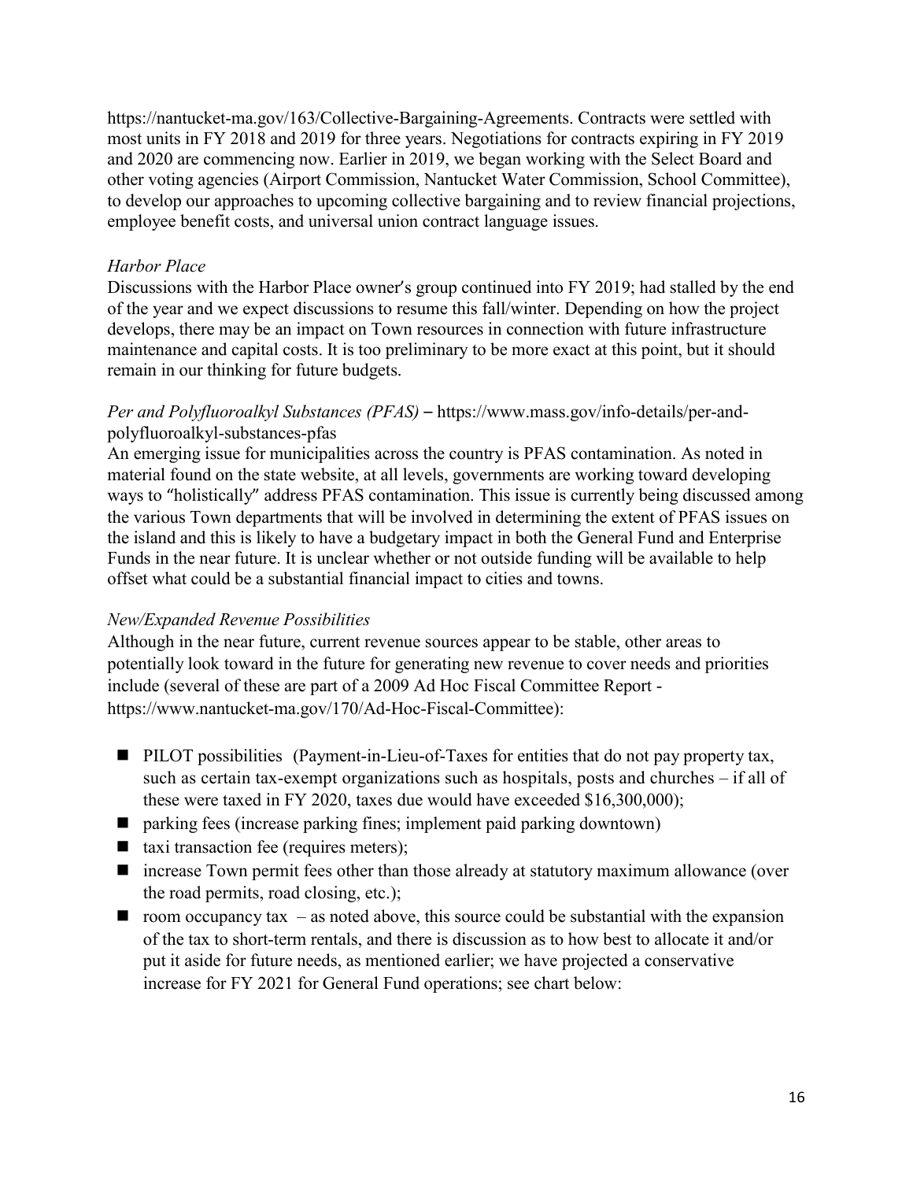https://nantucket-ma.gov/163/Collective-Bargaining-Agreements. Contracts were settled with most units in FY 2018 and 2019 for three years. Negotiations for contracts expiring in FY 2019 and 2020 are commencing now. Earlier in 2019, we began working with the Select Board and other voting agencies (Airport Commission, Nantucket Water Commission, School Committee), to develop our approaches to upcoming collective bargaining and to review financial projections, employee benefit costs, and universal union contract language issues.

*Harbor Place*

Discussions with the Harbor Place owner's group continued into FY 2019; had stalled by the end of the year and we expect discussions to resume this fall/winter. Depending on how the project develops, there may be an impact on Town resources in connection with future infrastructure maintenance and capital costs. It is too preliminary to be more exact at this point, but it should remain in our thinking for future budgets.

*Per and Polyfluoroalkyl Substances (PFAS)* – https://www.mass.gov/info-details/per-and-polyfluoroalkyl-substances-pfas

An emerging issue for municipalities across the country is PFAS contamination. As noted in material found on the state website, at all levels, governments are working toward developing ways to "holistically" address PFAS contamination. This issue is currently being discussed among the various Town departments that will be involved in determining the extent of PFAS issues on the island and this is likely to have a budgetary impact in both the General Fund and Enterprise Funds in the near future. It is unclear whether or not outside funding will be available to help offset what could be a substantial financial impact to cities and towns.

*New/Expanded Revenue Possibilities*

Although in the near future, current revenue sources appear to be stable, other areas to potentially look toward in the future for generating new revenue to cover needs and priorities include (several of these are part of a 2009 Ad Hoc Fiscal Committee Report - https://www.nantucket-ma.gov/170/Ad-Hoc-Fiscal-Committee):

- PILOT possibilities (Payment-in-Lieu-of-Taxes for entities that do not pay property tax, such as certain tax-exempt organizations such as hospitals, posts and churches – if all of these were taxed in FY 2020, taxes due would have exceeded $16,300,000);
- parking fees (increase parking fines; implement paid parking downtown)
- taxi transaction fee (requires meters);
- increase Town permit fees other than those already at statutory maximum allowance (over the road permits, road closing, etc.);
- room occupancy tax – as noted above, this source could be substantial with the expansion of the tax to short-term rentals, and there is discussion as to how best to allocate it and/or put it aside for future needs, as mentioned earlier; we have projected a conservative increase for FY 2021 for General Fund operations; see chart below: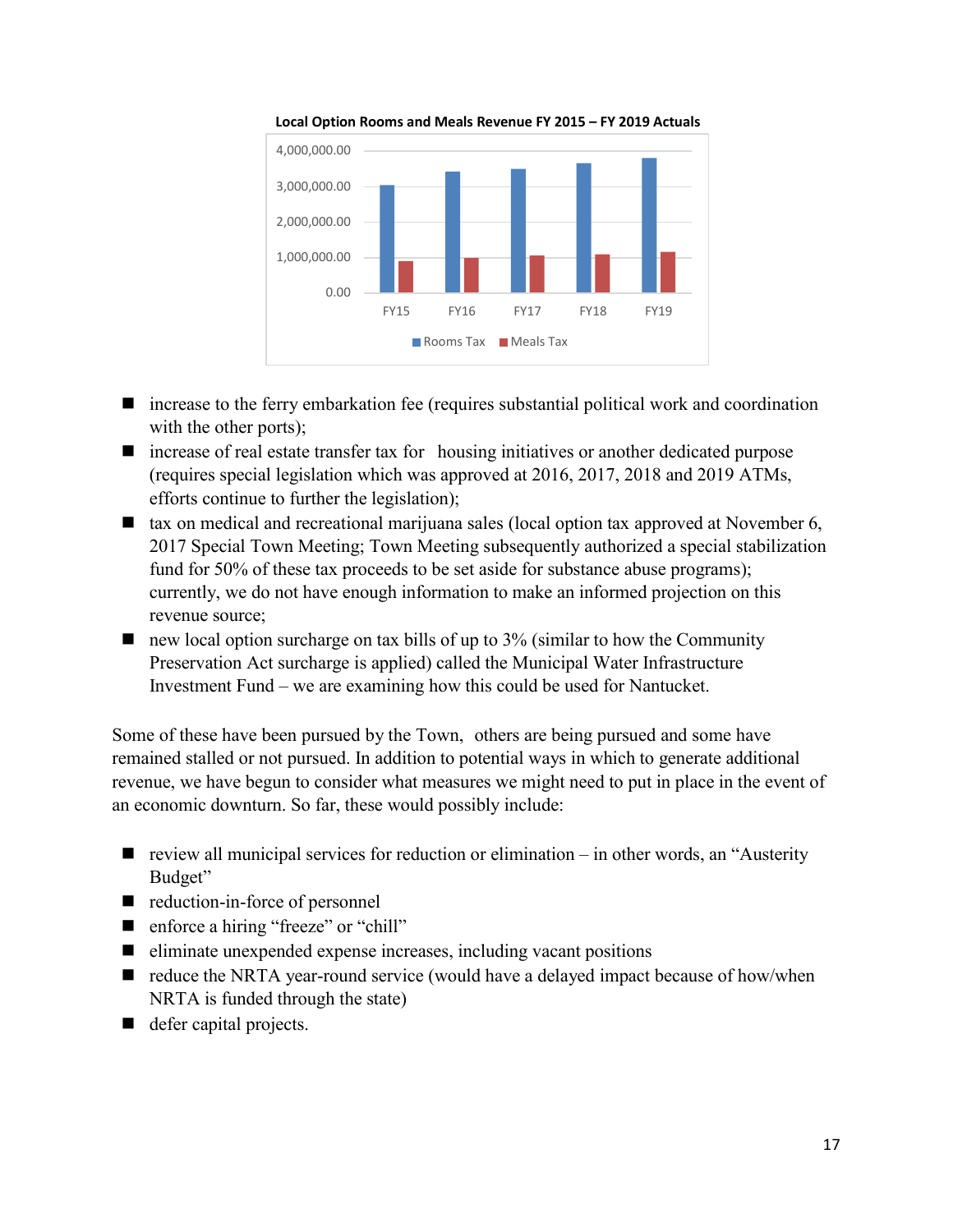Local Option Rooms and Meals Revenue FY 2015 – FY 2019 Actuals

4,000,000.00
3,000,000.00
2,000,000.00
1,000,000.00
0.00

FY15
FY16
FY17
FY18
FY19

Rooms Tax
Meals Tax

- increase to the ferry embarkation fee (requires substantial political work and coordination with the other ports);
- increase of real estate transfer tax for housing initiatives or another dedicated purpose (requires special legislation which was approved at 2016, 2017, 2018 and 2019 ATMs, efforts continue to further the legislation);
- tax on medical and recreational marijuana sales (local option tax approved at November 6, 2017 Special Town Meeting; Town Meeting subsequently authorized a special stabilization fund for 50% of these tax proceeds to be set aside for substance abuse programs); currently, we do not have enough information to make an informed projection on this revenue source;
- new local option surcharge on tax bills of up to 3% (similar to how the Community Preservation Act surcharge is applied) called the Municipal Water Infrastructure Investment Fund – we are examining how this could be used for Nantucket.

Some of these have been pursued by the Town, others are being pursued and some have remained stalled or not pursued. In addition to potential ways in which to generate additional revenue, we have begun to consider what measures we might need to put in place in the event of an economic downturn. So far, these would possibly include:

- review all municipal services for reduction or elimination – in other words, an "Austerity Budget"
- reduction-in-force of personnel
- enforce a hiring "freeze" or "chill"
- eliminate unexpended expense increases, including vacant positions
- reduce the NRTA year-round service (would have a delayed impact because of how/when NRTA is funded through the state)
- defer capital projects.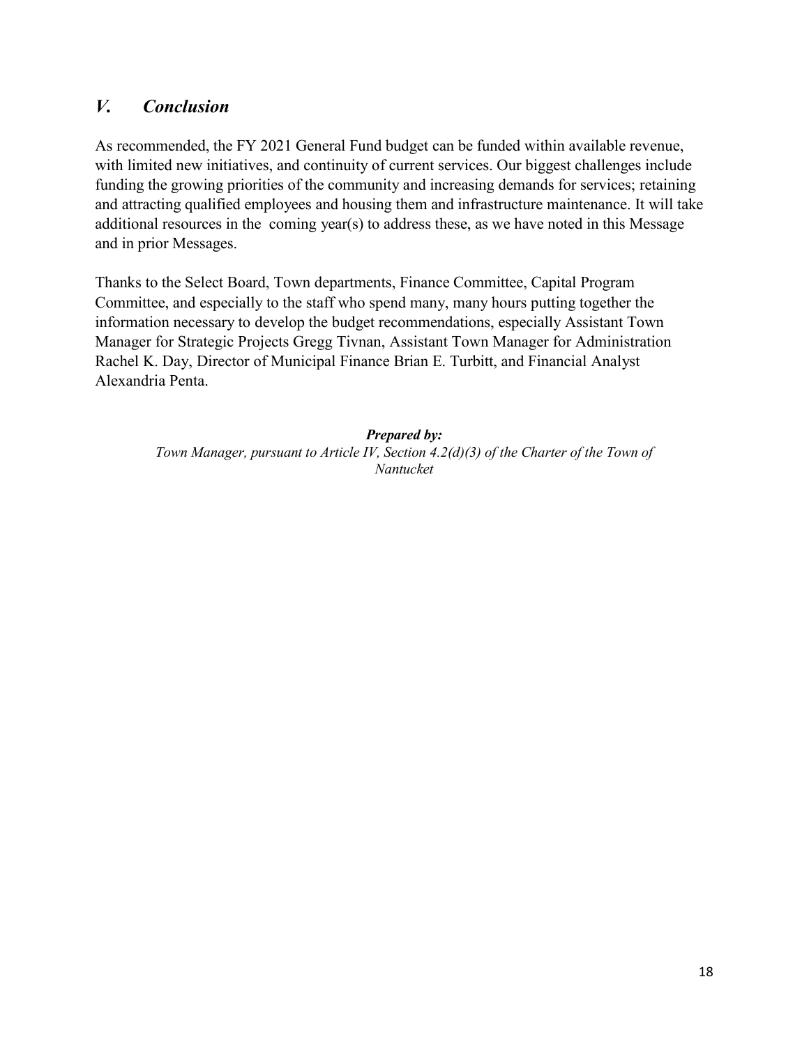## *V. Conclusion*

As recommended, the FY 2021 General Fund budget can be funded within available revenue, with limited new initiatives, and continuity of current services. Our biggest challenges include funding the growing priorities of the community and increasing demands for services; retaining and attracting qualified employees and housing them and infrastructure maintenance. It will take additional resources in the coming year(s) to address these, as we have noted in this Message and in prior Messages.

Thanks to the Select Board, Town departments, Finance Committee, Capital Program Committee, and especially to the staff who spend many, many hours putting together the information necessary to develop the budget recommendations, especially Assistant Town Manager for Strategic Projects Gregg Tivnan, Assistant Town Manager for Administration Rachel K. Day, Director of Municipal Finance Brian E. Turbitt, and Financial Analyst Alexandria Penta.

***Prepared by:***
*Town Manager, pursuant to Article IV, Section 4.2(d)(3) of the Charter of the Town of Nantucket*